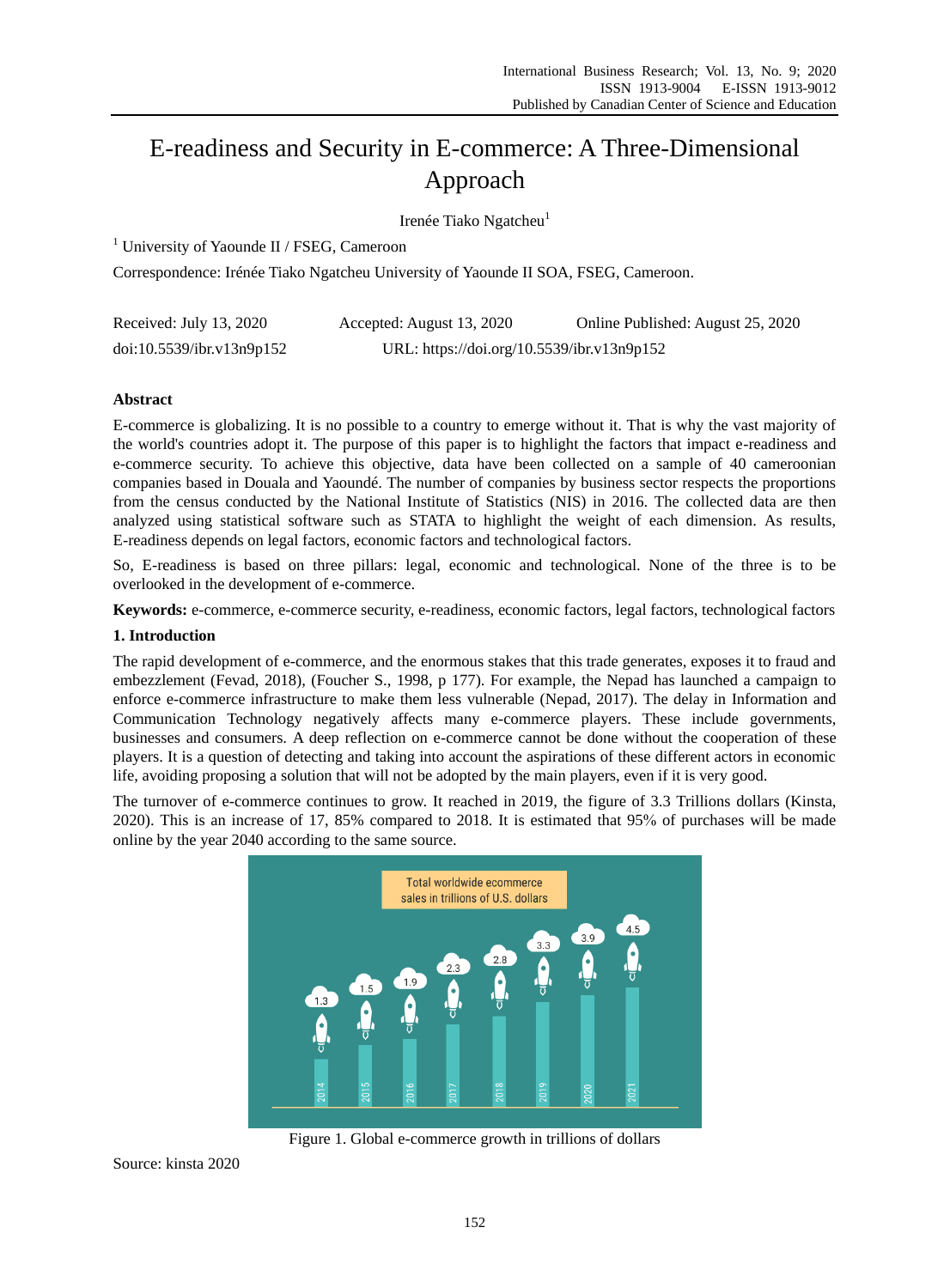# E-readiness and Security in E-commerce: A Three-Dimensional Approach

Irenée Tiako Ngatcheu[1]

[1] University of Yaounde II / FSEG, Cameroon

Correspondence: Irénée Tiako Ngatcheu University of Yaounde II SOA, FSEG, Cameroon.

Received: July 13, 2020 Accepted: August 13, 2020 Online Published: August 25, 2020

doi:10.5539/ibr.v13n9p152 URL: https://doi.org/10.5539/ibr.v13n9p152

## Abstract

E-commerce is globalizing. It is no possible to a country to emerge without it. That is why the vast majority of the world's countries adopt it. The purpose of this paper is to highlight the factors that impact e-readiness and e-commerce security. To achieve this objective, data have been collected on a sample of 40 cameroonian companies based in Douala and Yaoundé. The number of companies by business sector respects the proportions from the census conducted by the National Institute of Statistics (NIS) in 2016. The collected data are then analyzed using statistical software such as STATA to highlight the weight of each dimension. As results, E-readiness depends on legal factors, economic factors and technological factors.

So, E-readiness is based on three pillars: legal, economic and technological. None of the three is to be overlooked in the development of e-commerce.

**Keywords:** e-commerce, e-commerce security, e-readiness, economic factors, legal factors, technological factors

## 1. Introduction

The rapid development of e-commerce, and the enormous stakes that this trade generates, exposes it to fraud and embezzlement (Fevad, 2018), (Foucher S., 1998, p 177). For example, the Nepad has launched a campaign to enforce e-commerce infrastructure to make them less vulnerable (Nepad, 2017). The delay in Information and Communication Technology negatively affects many e-commerce players. These include governments, businesses and consumers. A deep reflection on e-commerce cannot be done without the cooperation of these players. It is a question of detecting and taking into account the aspirations of these different actors in economic life, avoiding proposing a solution that will not be adopted by the main players, even if it is very good.

The turnover of e-commerce continues to grow. It reached in 2019, the figure of 3.3 Trillions dollars (Kinsta, 2020). This is an increase of 17, 85% compared to 2018. It is estimated that 95% of purchases will be made online by the year 2040 according to the same source.

Total worldwide ecommerce sales in trillions of U.S. dollars

| 2014 | 2015 | 2016 | 2017 | 2018 | 2019 | 2020 | 2021 |
|---|---|---|---|---|---|---|---|
| 1.3 | 1.5 | 1.9 | 2.3 | 2.8 | 3.3 | 3.9 | 4.5 |

Figure 1. Global e-commerce growth in trillions of dollars

Source: kinsta 2020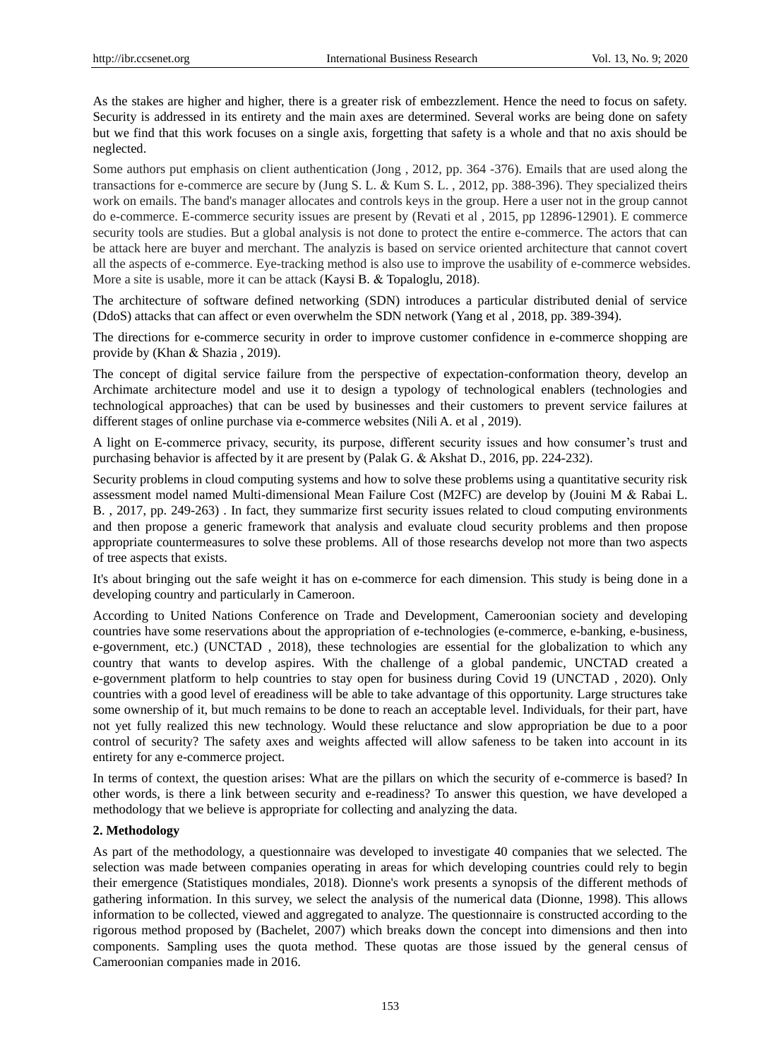As the stakes are higher and higher, there is a greater risk of embezzlement. Hence the need to focus on safety. Security is addressed in its entirety and the main axes are determined. Several works are being done on safety but we find that this work focuses on a single axis, forgetting that safety is a whole and that no axis should be neglected.

Some authors put emphasis on client authentication (Jong , 2012, pp. 364 -376). Emails that are used along the transactions for e-commerce are secure by (Jung S. L. & Kum S. L. , 2012, pp. 388-396). They specialized theirs work on emails. The band's manager allocates and controls keys in the group. Here a user not in the group cannot do e-commerce. E-commerce security issues are present by (Revati et al , 2015, pp 12896-12901). E commerce security tools are studies. But a global analysis is not done to protect the entire e-commerce. The actors that can be attack here are buyer and merchant. The analyzis is based on service oriented architecture that cannot covert all the aspects of e-commerce. Eye-tracking method is also use to improve the usability of e-commerce websides. More a site is usable, more it can be attack (Kaysi B. & Topaloglu, 2018).

The architecture of software defined networking (SDN) introduces a particular distributed denial of service (DdoS) attacks that can affect or even overwhelm the SDN network (Yang et al , 2018, pp. 389-394).

The directions for e-commerce security in order to improve customer confidence in e-commerce shopping are provide by (Khan & Shazia , 2019).

The concept of digital service failure from the perspective of expectation-conformation theory, develop an Archimate architecture model and use it to design a typology of technological enablers (technologies and technological approaches) that can be used by businesses and their customers to prevent service failures at different stages of online purchase via e-commerce websites (Nili A. et al , 2019).

A light on E-commerce privacy, security, its purpose, different security issues and how consumer's trust and purchasing behavior is affected by it are present by (Palak G. & Akshat D., 2016, pp. 224-232).

Security problems in cloud computing systems and how to solve these problems using a quantitative security risk assessment model named Multi-dimensional Mean Failure Cost (M2FC) are develop by (Jouini M & Rabai L. B. , 2017, pp. 249-263) . In fact, they summarize first security issues related to cloud computing environments and then propose a generic framework that analysis and evaluate cloud security problems and then propose appropriate countermeasures to solve these problems. All of those researchs develop not more than two aspects of tree aspects that exists.

It's about bringing out the safe weight it has on e-commerce for each dimension. This study is being done in a developing country and particularly in Cameroon.

According to United Nations Conference on Trade and Development, Cameroonian society and developing countries have some reservations about the appropriation of e-technologies (e-commerce, e-banking, e-business, e-government, etc.) (UNCTAD , 2018), these technologies are essential for the globalization to which any country that wants to develop aspires. With the challenge of a global pandemic, UNCTAD created a e-government platform to help countries to stay open for business during Covid 19 (UNCTAD , 2020). Only countries with a good level of ereadiness will be able to take advantage of this opportunity. Large structures take some ownership of it, but much remains to be done to reach an acceptable level. Individuals, for their part, have not yet fully realized this new technology. Would these reluctance and slow appropriation be due to a poor control of security? The safety axes and weights affected will allow safeness to be taken into account in its entirety for any e-commerce project.

In terms of context, the question arises: What are the pillars on which the security of e-commerce is based? In other words, is there a link between security and e-readiness? To answer this question, we have developed a methodology that we believe is appropriate for collecting and analyzing the data.

## 2. Methodology

As part of the methodology, a questionnaire was developed to investigate 40 companies that we selected. The selection was made between companies operating in areas for which developing countries could rely to begin their emergence (Statistiques mondiales, 2018). Dionne's work presents a synopsis of the different methods of gathering information. In this survey, we select the analysis of the numerical data (Dionne, 1998). This allows information to be collected, viewed and aggregated to analyze. The questionnaire is constructed according to the rigorous method proposed by (Bachelet, 2007) which breaks down the concept into dimensions and then into components. Sampling uses the quota method. These quotas are those issued by the general census of Cameroonian companies made in 2016.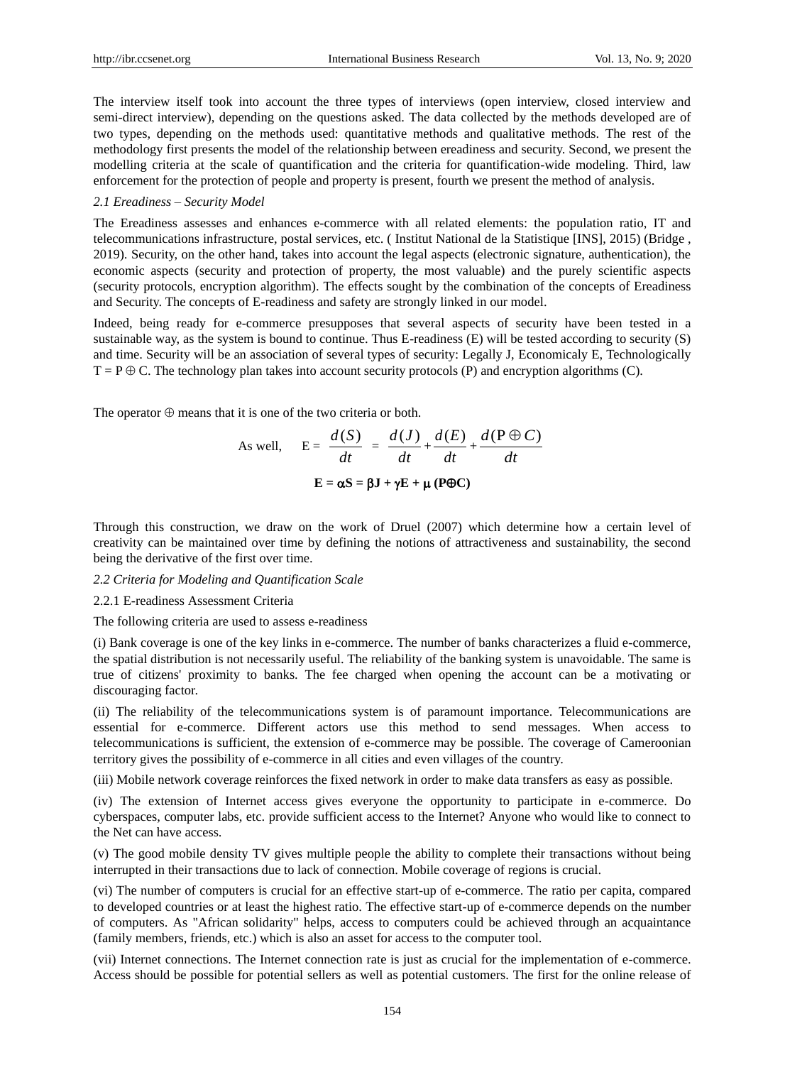The interview itself took into account the three types of interviews (open interview, closed interview and semi-direct interview), depending on the questions asked. The data collected by the methods developed are of two types, depending on the methods used: quantitative methods and qualitative methods. The rest of the methodology first presents the model of the relationship between ereadiness and security. Second, we present the modelling criteria at the scale of quantification and the criteria for quantification-wide modeling. Third, law enforcement for the protection of people and property is present, fourth we present the method of analysis.

### *2.1 Ereadiness – Security Model*

The Ereadiness assesses and enhances e-commerce with all related elements: the population ratio, IT and telecommunications infrastructure, postal services, etc. ( Institut National de la Statistique [INS], 2015) (Bridge , 2019). Security, on the other hand, takes into account the legal aspects (electronic signature, authentication), the economic aspects (security and protection of property, the most valuable) and the purely scientific aspects (security protocols, encryption algorithm). The effects sought by the combination of the concepts of Ereadiness and Security. The concepts of E-readiness and safety are strongly linked in our model.

Indeed, being ready for e-commerce presupposes that several aspects of security have been tested in a sustainable way, as the system is bound to continue. Thus E-readiness (E) will be tested according to security (S) and time. Security will be an association of several types of security: Legally J, Economicaly E, Technologically $T = P \oplus C$. The technology plan takes into account security protocols (P) and encryption algorithms (C).

The operator $\oplus$ means that it is one of the two criteria or both.

As well,
$$E = \frac{d(S)}{dt} = \frac{d(J)}{dt} + \frac{d(E)}{dt} + \frac{d(P \oplus C)}{dt}$$

$$\mathbf{E} = \alpha\mathbf{S} = \beta\mathbf{J} + \gamma\mathbf{E} + \mu\,(\mathbf{P}\oplus\mathbf{C})$$

Through this construction, we draw on the work of Druel (2007) which determine how a certain level of creativity can be maintained over time by defining the notions of attractiveness and sustainability, the second being the derivative of the first over time.

### *2.2 Criteria for Modeling and Quantification Scale*

#### 2.2.1 E-readiness Assessment Criteria

The following criteria are used to assess e-readiness

(i) Bank coverage is one of the key links in e-commerce. The number of banks characterizes a fluid e-commerce, the spatial distribution is not necessarily useful. The reliability of the banking system is unavoidable. The same is true of citizens' proximity to banks. The fee charged when opening the account can be a motivating or discouraging factor.

(ii) The reliability of the telecommunications system is of paramount importance. Telecommunications are essential for e-commerce. Different actors use this method to send messages. When access to telecommunications is sufficient, the extension of e-commerce may be possible. The coverage of Cameroonian territory gives the possibility of e-commerce in all cities and even villages of the country.

(iii) Mobile network coverage reinforces the fixed network in order to make data transfers as easy as possible.

(iv) The extension of Internet access gives everyone the opportunity to participate in e-commerce. Do cyberspaces, computer labs, etc. provide sufficient access to the Internet? Anyone who would like to connect to the Net can have access.

(v) The good mobile density TV gives multiple people the ability to complete their transactions without being interrupted in their transactions due to lack of connection. Mobile coverage of regions is crucial.

(vi) The number of computers is crucial for an effective start-up of e-commerce. The ratio per capita, compared to developed countries or at least the highest ratio. The effective start-up of e-commerce depends on the number of computers. As "African solidarity" helps, access to computers could be achieved through an acquaintance (family members, friends, etc.) which is also an asset for access to the computer tool.

(vii) Internet connections. The Internet connection rate is just as crucial for the implementation of e-commerce. Access should be possible for potential sellers as well as potential customers. The first for the online release of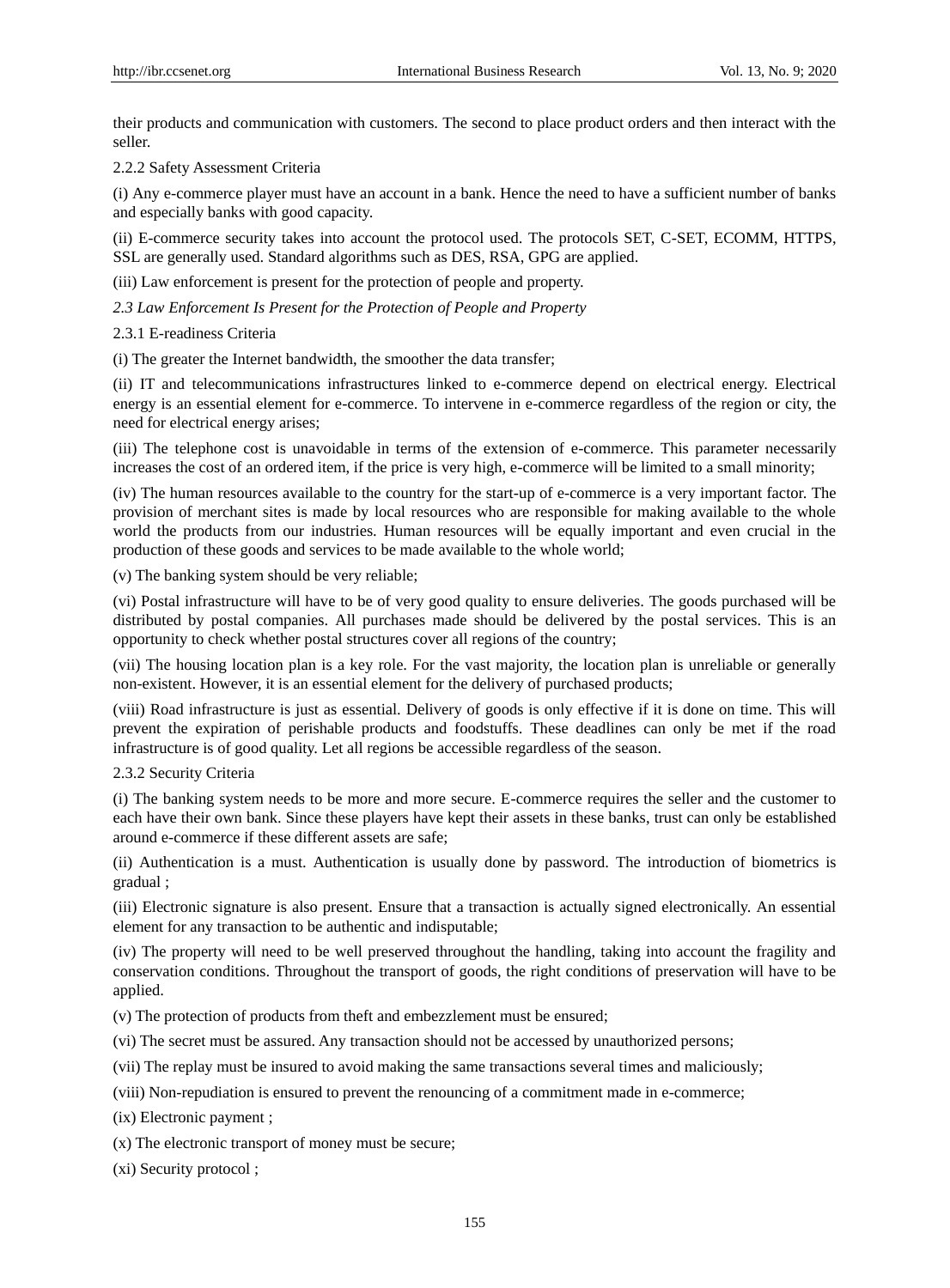their products and communication with customers. The second to place product orders and then interact with the seller.

2.2.2 Safety Assessment Criteria

(i) Any e-commerce player must have an account in a bank. Hence the need to have a sufficient number of banks and especially banks with good capacity.

(ii) E-commerce security takes into account the protocol used. The protocols SET, C-SET, ECOMM, HTTPS, SSL are generally used. Standard algorithms such as DES, RSA, GPG are applied.

(iii) Law enforcement is present for the protection of people and property.

### *2.3 Law Enforcement Is Present for the Protection of People and Property*

2.3.1 E-readiness Criteria

(i) The greater the Internet bandwidth, the smoother the data transfer;

(ii) IT and telecommunications infrastructures linked to e-commerce depend on electrical energy. Electrical energy is an essential element for e-commerce. To intervene in e-commerce regardless of the region or city, the need for electrical energy arises;

(iii) The telephone cost is unavoidable in terms of the extension of e-commerce. This parameter necessarily increases the cost of an ordered item, if the price is very high, e-commerce will be limited to a small minority;

(iv) The human resources available to the country for the start-up of e-commerce is a very important factor. The provision of merchant sites is made by local resources who are responsible for making available to the whole world the products from our industries. Human resources will be equally important and even crucial in the production of these goods and services to be made available to the whole world;

(v) The banking system should be very reliable;

(vi) Postal infrastructure will have to be of very good quality to ensure deliveries. The goods purchased will be distributed by postal companies. All purchases made should be delivered by the postal services. This is an opportunity to check whether postal structures cover all regions of the country;

(vii) The housing location plan is a key role. For the vast majority, the location plan is unreliable or generally non-existent. However, it is an essential element for the delivery of purchased products;

(viii) Road infrastructure is just as essential. Delivery of goods is only effective if it is done on time. This will prevent the expiration of perishable products and foodstuffs. These deadlines can only be met if the road infrastructure is of good quality. Let all regions be accessible regardless of the season.

2.3.2 Security Criteria

(i) The banking system needs to be more and more secure. E-commerce requires the seller and the customer to each have their own bank. Since these players have kept their assets in these banks, trust can only be established around e-commerce if these different assets are safe;

(ii) Authentication is a must. Authentication is usually done by password. The introduction of biometrics is gradual ;

(iii) Electronic signature is also present. Ensure that a transaction is actually signed electronically. An essential element for any transaction to be authentic and indisputable;

(iv) The property will need to be well preserved throughout the handling, taking into account the fragility and conservation conditions. Throughout the transport of goods, the right conditions of preservation will have to be applied.

(v) The protection of products from theft and embezzlement must be ensured;

(vi) The secret must be assured. Any transaction should not be accessed by unauthorized persons;

(vii) The replay must be insured to avoid making the same transactions several times and maliciously;

(viii) Non-repudiation is ensured to prevent the renouncing of a commitment made in e-commerce;

(ix) Electronic payment ;

(x) The electronic transport of money must be secure;

(xi) Security protocol ;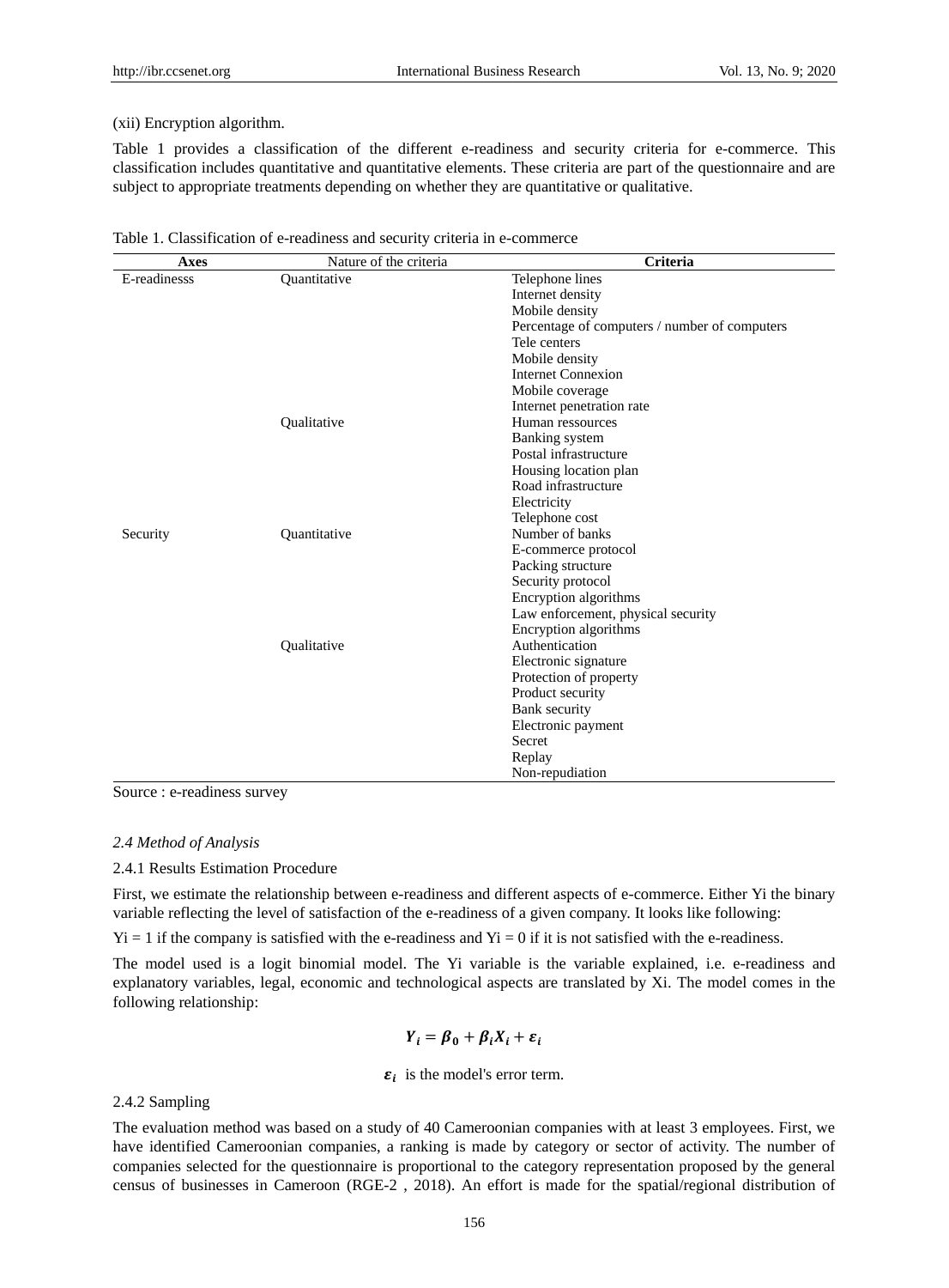(xii) Encryption algorithm.

Table 1 provides a classification of the different e-readiness and security criteria for e-commerce. This classification includes quantitative and quantitative elements. These criteria are part of the questionnaire and are subject to appropriate treatments depending on whether they are quantitative or qualitative.

Table 1. Classification of e-readiness and security criteria in e-commerce

| Axes | Nature of the criteria | Criteria |
|---|---|---|
| E-readinesss | Quantitative | Telephone lines |
| | | Internet density |
| | | Mobile density |
| | | Percentage of computers / number of computers |
| | | Tele centers |
| | | Mobile density |
| | | Internet Connexion |
| | | Mobile coverage |
| | | Internet penetration rate |
| | Qualitative | Human ressources |
| | | Banking system |
| | | Postal infrastructure |
| | | Housing location plan |
| | | Road infrastructure |
| | | Electricity |
| | | Telephone cost |
| Security | Quantitative | Number of banks |
| | | E-commerce protocol |
| | | Packing structure |
| | | Security protocol |
| | | Encryption algorithms |
| | | Law enforcement, physical security |
| | | Encryption algorithms |
| | Qualitative | Authentication |
| | | Electronic signature |
| | | Protection of property |
| | | Product security |
| | | Bank security |
| | | Electronic payment |
| | | Secret |
| | | Replay |
| | | Non-repudiation |

Source : e-readiness survey

### *2.4 Method of Analysis*

#### 2.4.1 Results Estimation Procedure

First, we estimate the relationship between e-readiness and different aspects of e-commerce. Either Yi the binary variable reflecting the level of satisfaction of the e-readiness of a given company. It looks like following:

$Y_i = 1$ if the company is satisfied with the e-readiness and $Y_i = 0$ if it is not satisfied with the e-readiness.

The model used is a logit binomial model. The Yi variable is the variable explained, i.e. e-readiness and explanatory variables, legal, economic and technological aspects are translated by Xi. The model comes in the following relationship:

$$Y_i = \beta_0 + \beta_i X_i + \varepsilon_i$$

$\varepsilon_i$ is the model's error term.

#### 2.4.2 Sampling

The evaluation method was based on a study of 40 Cameroonian companies with at least 3 employees. First, we have identified Cameroonian companies, a ranking is made by category or sector of activity. The number of companies selected for the questionnaire is proportional to the category representation proposed by the general census of businesses in Cameroon (RGE-2 , 2018). An effort is made for the spatial/regional distribution of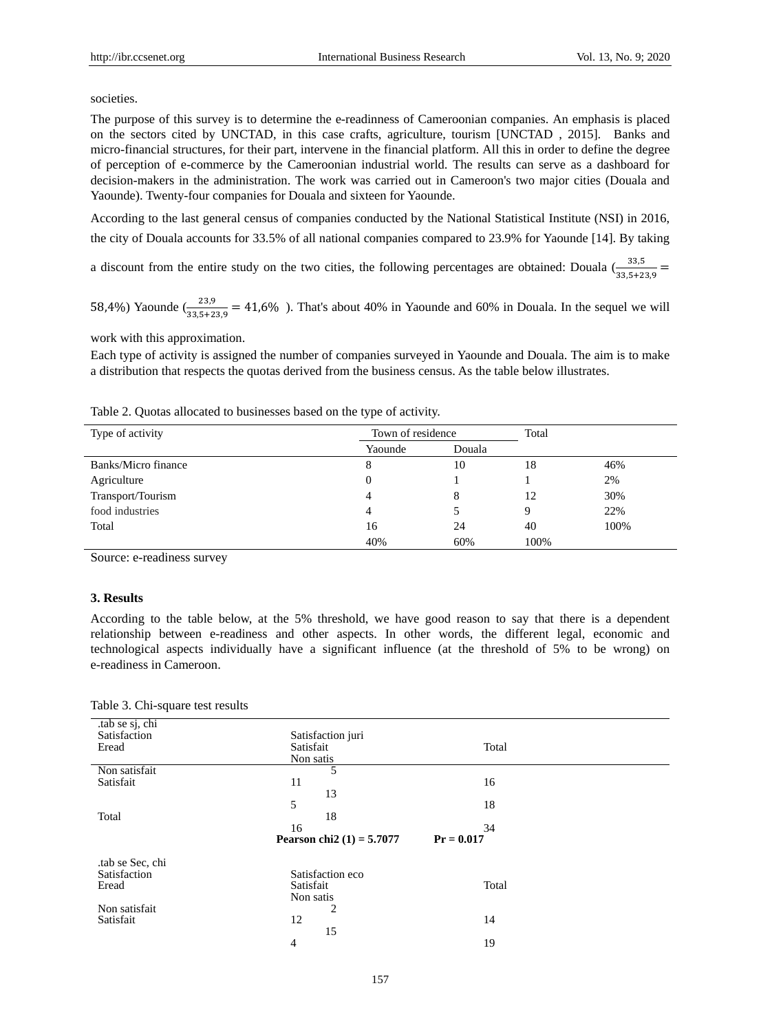societies.

The purpose of this survey is to determine the e-readinness of Cameroonian companies. An emphasis is placed on the sectors cited by UNCTAD, in this case crafts, agriculture, tourism [UNCTAD , 2015]. Banks and micro-financial structures, for their part, intervene in the financial platform. All this in order to define the degree of perception of e-commerce by the Cameroonian industrial world. The results can serve as a dashboard for decision-makers in the administration. The work was carried out in Cameroon's two major cities (Douala and Yaounde). Twenty-four companies for Douala and sixteen for Yaounde.

According to the last general census of companies conducted by the National Statistical Institute (NSI) in 2016, the city of Douala accounts for 33.5% of all national companies compared to 23.9% for Yaounde [14]. By taking a discount from the entire study on the two cities, the following percentages are obtained: Douala ($\frac{33,5}{33,5+23,9} = 58,4\%$) Yaounde ($\frac{23,9}{33,5+23,9} = 41,6\%$ ). That's about 40% in Yaounde and 60% in Douala. In the sequel we will work with this approximation.

Each type of activity is assigned the number of companies surveyed in Yaounde and Douala. The aim is to make a distribution that respects the quotas derived from the business census. As the table below illustrates.

Table 2. Quotas allocated to businesses based on the type of activity.

| Type of activity | Town of residence | | Total | |
|---|---|---|---|---|
| | Yaounde | Douala | | |
| Banks/Micro finance | 8 | 10 | 18 | 46% |
| Agriculture | 0 | 1 | 1 | 2% |
| Transport/Tourism | 4 | 8 | 12 | 30% |
| food industries | 4 | 5 | 9 | 22% |
| Total | 16 | 24 | 40 | 100% |
| | 40% | 60% | 100% | |

Source: e-readiness survey

### 3. Results

According to the table below, at the 5% threshold, we have good reason to say that there is a dependent relationship between e-readiness and other aspects. In other words, the different legal, economic and technological aspects individually have a significant influence (at the threshold of 5% to be wrong) on e-readiness in Cameroon.

Table 3. Chi-square test results

.tab se sj, chi

| Satisfaction Eread | Satisfaction juri | | Total |
|---|---|---|---|
| | Satisfait | Non satis | |
| Non satisfait | 11 | 5 | 16 |
| Satisfait | 5 | 13 | 18 |
| Total | 16 | 18 | 34 |
| | **Pearson chi2 (1) = 5.7077** | **Pr = 0.017** | |

.tab se Sec, chi

| Satisfaction Eread | Satisfaction eco | | Total |
|---|---|---|---|
| | Satisfait | Non satis | |
| Non satisfait | 12 | 2 | 14 |
| Satisfait | 4 | 15 | 19 |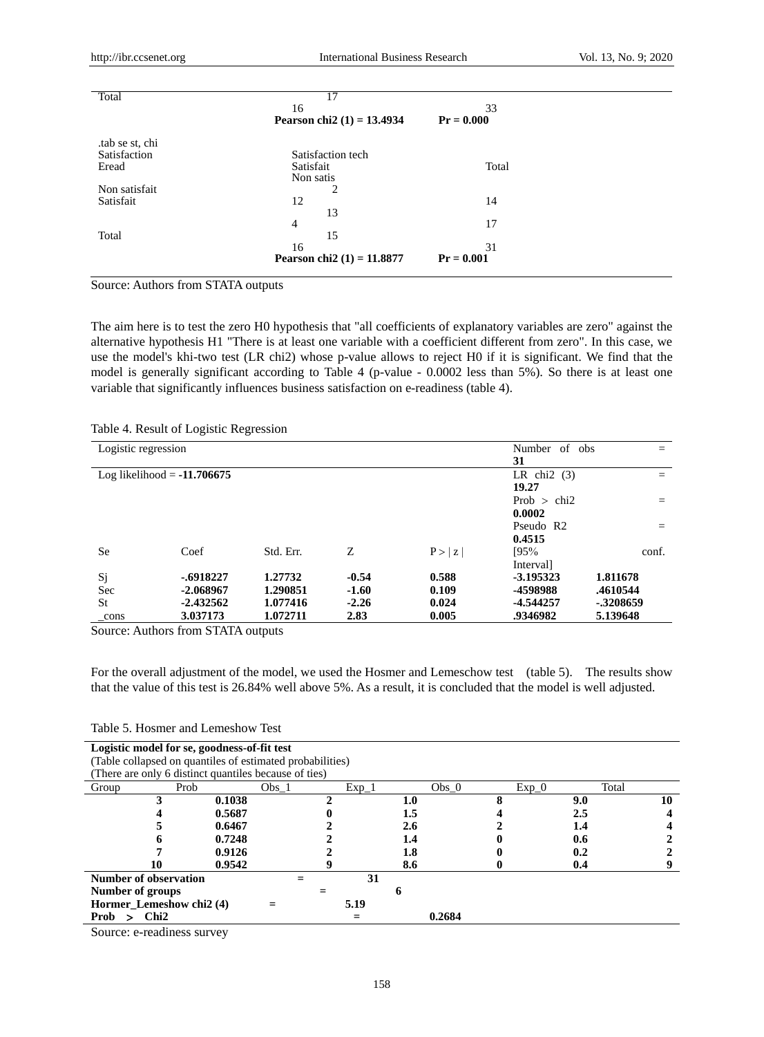| | | | |
|---|---|---|---|
| Total | 17 | | |
| | 16 | 33 | |
| | **Pearson chi2 (1) = 13.4934** | **Pr = 0.000** | |
| .tab se st, chi | | | |
| Satisfaction | Satisfaction tech | | |
| Eread | Satisfait | Total | |
| | Non satis | | |
| Non satisfait | 2 | | |
| Satisfait | 12 | 14 | |
| | 13 | | |
| | 4 | 17 | |
| Total | 15 | | |
| | 16 | 31 | |
| | **Pearson chi2 (1) = 11.8877** | **Pr = 0.001** | |

Source: Authors from STATA outputs

The aim here is to test the zero H0 hypothesis that "all coefficients of explanatory variables are zero" against the alternative hypothesis H1 "There is at least one variable with a coefficient different from zero". In this case, we use the model's khi-two test (LR chi2) whose p-value allows to reject H0 if it is significant. We find that the model is generally significant according to Table 4 (p-value - 0.0002 less than 5%). So there is at least one variable that significantly influences business satisfaction on e-readiness (table 4).

Table 4. Result of Logistic Regression

| Logistic regression | | | | | Number of obs = **31** | |
|---|---|---|---|---|---|---|
| Log likelihood = **-11.706675** | | | | | LR chi2 (3) = **19.27** | |
| | | | | | Prob > chi2 = **0.0002** | |
| | | | | | Pseudo R2 = **0.4515** | |
| Se | Coef | Std. Err. | Z | P > \| z \| | [95% conf. Interval] | |
| Sj | **-.6918227** | **1.27732** | **-0.54** | **0.588** | **-3.195323** | **1.811678** |
| Sec | **-2.068967** | **1.290851** | **-1.60** | **0.109** | **-4598988** | **.4610544** |
| St | **-2.432562** | **1.077416** | **-2.26** | **0.024** | **-4.544257** | **-.3208659** |
| _cons | **3.037173** | **1.072711** | **2.83** | **0.005** | **.9346982** | **5.139648** |

Source: Authors from STATA outputs

For the overall adjustment of the model, we used the Hosmer and Lemeschow test (table 5). The results show that the value of this test is 26.84% well above 5%. As a result, it is concluded that the model is well adjusted.

Table 5. Hosmer and Lemeshow Test

**Logistic model for se, goodness-of-fit test**
(Table collapsed on quantiles of estimated probabilities)
(There are only 6 distinct quantiles because of ties)

| Group | Prob | Obs_1 | Exp_1 | Obs_0 | Exp_0 | Total |
|---|---|---|---|---|---|---|
| **3** | **0.1038** | **2** | **1.0** | **8** | **9.0** | **10** |
| **4** | **0.5687** | **0** | **1.5** | **4** | **2.5** | **4** |
| **5** | **0.6467** | **2** | **2.6** | **2** | **1.4** | **4** |
| **6** | **0.7248** | **2** | **1.4** | **0** | **0.6** | **2** |
| **7** | **0.9126** | **2** | **1.8** | **0** | **0.2** | **2** |
| **10** | **0.9542** | **9** | **8.6** | **0** | **0.4** | **9** |

**Number of observation = 31**
**Number of groups = 6**
**Hormer_Lemeshow chi2 (4) = 5.19**
**Prob > Chi2 = 0.2684**

Source: e-readiness survey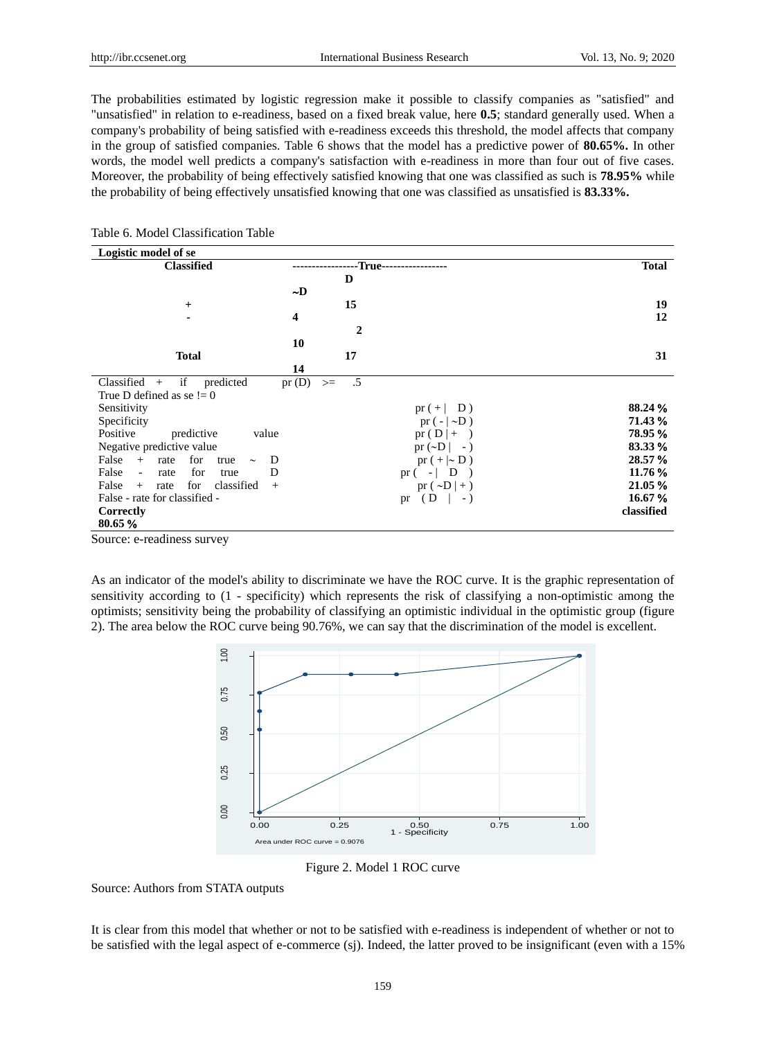The probabilities estimated by logistic regression make it possible to classify companies as "satisfied" and "unsatisfied" in relation to e-readiness, based on a fixed break value, here **0.5**; standard generally used. When a company's probability of being satisfied with e-readiness exceeds this threshold, the model affects that company in the group of satisfied companies. Table 6 shows that the model has a predictive power of **80.65%.** In other words, the model well predicts a company's satisfaction with e-readiness in more than four out of five cases. Moreover, the probability of being effectively satisfied knowing that one was classified as such is **78.95%** while the probability of being effectively unsatisfied knowing that one was classified as unsatisfied is **83.33%.**

Table 6. Model Classification Table

**Logistic model of se**

| Classified | D | ~D | Total |
|---|---|---|---|
| + | 15 | 4 | 19 |
| - | 2 | 10 | 12 |
| Total | 17 | 14 | 31 |

Classified + if predicted pr (D) >= .5
True D defined as se != 0

| | | |
|---|---|---|
| Sensitivity | pr ( + \| D ) | 88.24 % |
| Specificity | pr ( - \| ~D ) | 71.43 % |
| Positive predictive value | pr ( D \| + ) | 78.95 % |
| Negative predictive value | pr (~D \| - ) | 83.33 % |
| False + rate for true ~ D | pr ( + \|~ D ) | 28.57 % |
| False - rate for true D | pr ( - \| D ) | 11.76 % |
| False + rate for classified + | pr ( ~D \| + ) | 21.05 % |
| False - rate for classified - | pr ( D \| - ) | 16.67 % |
| **Correctly classified** | | **80.65 %** |

Source: e-readiness survey

As an indicator of the model's ability to discriminate we have the ROC curve. It is the graphic representation of sensitivity according to (1 - specificity) which represents the risk of classifying a non-optimistic among the optimists; sensitivity being the probability of classifying an optimistic individual in the optimistic group (figure 2). The area below the ROC curve being 90.76%, we can say that the discrimination of the model is excellent.

Figure 2. Model 1 ROC curve

Source: Authors from STATA outputs

It is clear from this model that whether or not to be satisfied with e-readiness is independent of whether or not to be satisfied with the legal aspect of e-commerce (sj). Indeed, the latter proved to be insignificant (even with a 15%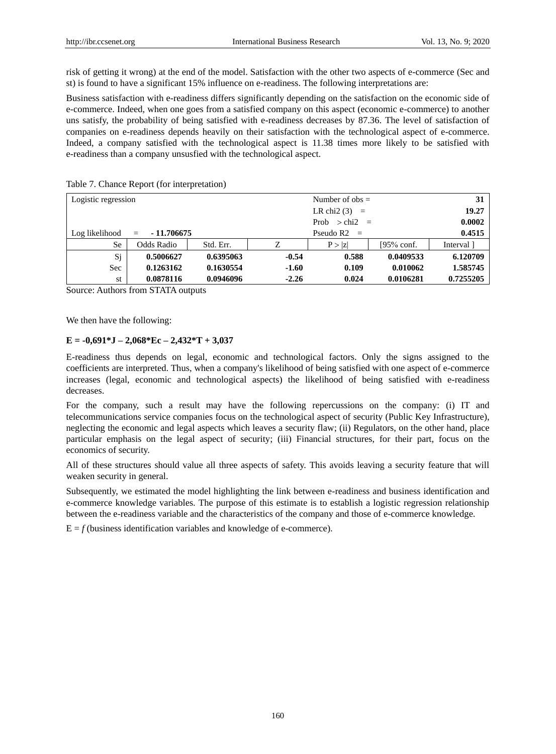risk of getting it wrong) at the end of the model. Satisfaction with the other two aspects of e-commerce (Sec and st) is found to have a significant 15% influence on e-readiness. The following interpretations are:

Business satisfaction with e-readiness differs significantly depending on the satisfaction on the economic side of e-commerce. Indeed, when one goes from a satisfied company on this aspect (economic e-commerce) to another uns satisfy, the probability of being satisfied with e-readiness decreases by 87.36. The level of satisfaction of companies on e-readiness depends heavily on their satisfaction with the technological aspect of e-commerce. Indeed, a company satisfied with the technological aspect is 11.38 times more likely to be satisfied with e-readiness than a company unsusfied with the technological aspect.

Table 7. Chance Report (for interpretation)

| Logistic regression | | | | Number of obs = | | 31 |
|---|---|---|---|---|---|---|
| | | | | LR chi2 (3) = | | 19.27 |
| | | | | Prob > chi2 = | | 0.0002 |
| Log likelihood = **- 11.706675** | | | | Pseudo R2 = | | 0.4515 |
| Se | Odds Radio | Std. Err. | Z | P > \|z\| | [95% conf. | Interval ] |
| Sj | **0.5006627** | **0.6395063** | **-0.54** | **0.588** | **0.0409533** | **6.120709** |
| Sec | **0.1263162** | **0.1630554** | **-1.60** | **0.109** | **0.010062** | **1.585745** |
| st | **0.0878116** | **0.0946096** | **-2.26** | **0.024** | **0.0106281** | **0.7255205** |

Source: Authors from STATA outputs

We then have the following:

**E = -0,691*J – 2,068*Ec – 2,432*T + 3,037**

E-readiness thus depends on legal, economic and technological factors. Only the signs assigned to the coefficients are interpreted. Thus, when a company's likelihood of being satisfied with one aspect of e-commerce increases (legal, economic and technological aspects) the likelihood of being satisfied with e-readiness decreases.

For the company, such a result may have the following repercussions on the company: (i) IT and telecommunications service companies focus on the technological aspect of security (Public Key Infrastructure), neglecting the economic and legal aspects which leaves a security flaw; (ii) Regulators, on the other hand, place particular emphasis on the legal aspect of security; (iii) Financial structures, for their part, focus on the economics of security.

All of these structures should value all three aspects of safety. This avoids leaving a security feature that will weaken security in general.

Subsequently, we estimated the model highlighting the link between e-readiness and business identification and e-commerce knowledge variables. The purpose of this estimate is to establish a logistic regression relationship between the e-readiness variable and the characteristics of the company and those of e-commerce knowledge.

E = *f* (business identification variables and knowledge of e-commerce).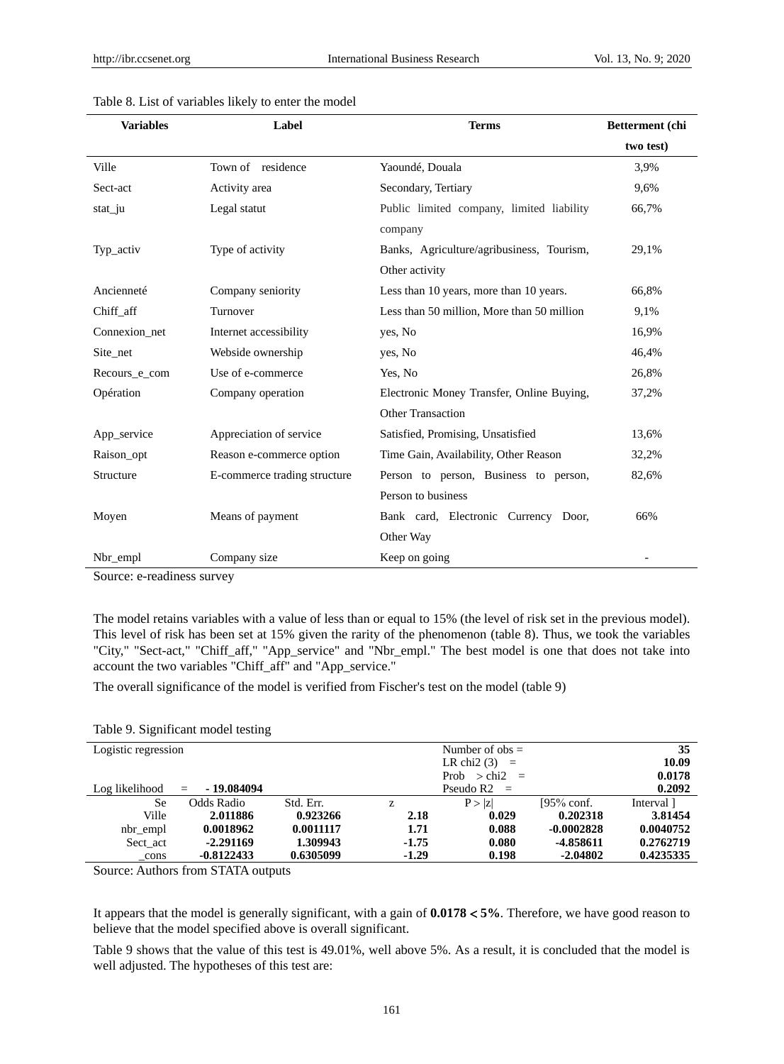Table 8. List of variables likely to enter the model

| Variables | Label | Terms | Betterment (chi two test) |
|---|---|---|---|
| Ville | Town of residence | Yaoundé, Douala | 3,9% |
| Sect-act | Activity area | Secondary, Tertiary | 9,6% |
| stat_ju | Legal statut | Public limited company, limited liability company | 66,7% |
| Typ_activ | Type of activity | Banks, Agriculture/agribusiness, Tourism, Other activity | 29,1% |
| Ancienneté | Company seniority | Less than 10 years, more than 10 years. | 66,8% |
| Chiff_aff | Turnover | Less than 50 million, More than 50 million | 9,1% |
| Connexion_net | Internet accessibility | yes, No | 16,9% |
| Site_net | Webside ownership | yes, No | 46,4% |
| Recours_e_com | Use of e-commerce | Yes, No | 26,8% |
| Opération | Company operation | Electronic Money Transfer, Online Buying, Other Transaction | 37,2% |
| App_service | Appreciation of service | Satisfied, Promising, Unsatisfied | 13,6% |
| Raison_opt | Reason e-commerce option | Time Gain, Availability, Other Reason | 32,2% |
| Structure | E-commerce trading structure | Person to person, Business to person, Person to business | 82,6% |
| Moyen | Means of payment | Bank card, Electronic Currency Door, Other Way | 66% |
| Nbr_empl | Company size | Keep on going | - |

Source: e-readiness survey

The model retains variables with a value of less than or equal to 15% (the level of risk set in the previous model). This level of risk has been set at 15% given the rarity of the phenomenon (table 8). Thus, we took the variables "City," "Sect-act," "Chiff_aff," "App_service" and "Nbr_empl." The best model is one that does not take into account the two variables "Chiff_aff" and "App_service."

The overall significance of the model is verified from Fischer's test on the model (table 9)

Table 9. Significant model testing

| Logistic regression | | | | Number of obs = | | 35 |
|---|---|---|---|---|---|---|
| | | | | LR chi2 (3) = | | 10.09 |
| | | | | Prob > chi2 = | | 0.0178 |
| Log likelihood = - 19.084094 | | | | Pseudo R2 = | | 0.2092 |
| Se | Odds Radio | Std. Err. | z | P > \|z\| | [95% conf. | Interval ] |
| Ville | **2.011886** | **0.923266** | **2.18** | **0.029** | **0.202318** | **3.81454** |
| nbr_empl | **0.0018962** | **0.0011117** | **1.71** | **0.088** | **-0.0002828** | **0.0040752** |
| Sect_act | **-2.291169** | **1.309943** | **-1.75** | **0.080** | **-4.858611** | **0.2762719** |
| _cons | **-0.8122433** | **0.6305099** | **-1.29** | **0.198** | **-2.04802** | **0.4235335** |

Source: Authors from STATA outputs

It appears that the model is generally significant, with a gain of $\mathbf{0.0178 < 5\%}$. Therefore, we have good reason to believe that the model specified above is overall significant.

Table 9 shows that the value of this test is 49.01%, well above 5%. As a result, it is concluded that the model is well adjusted. The hypotheses of this test are: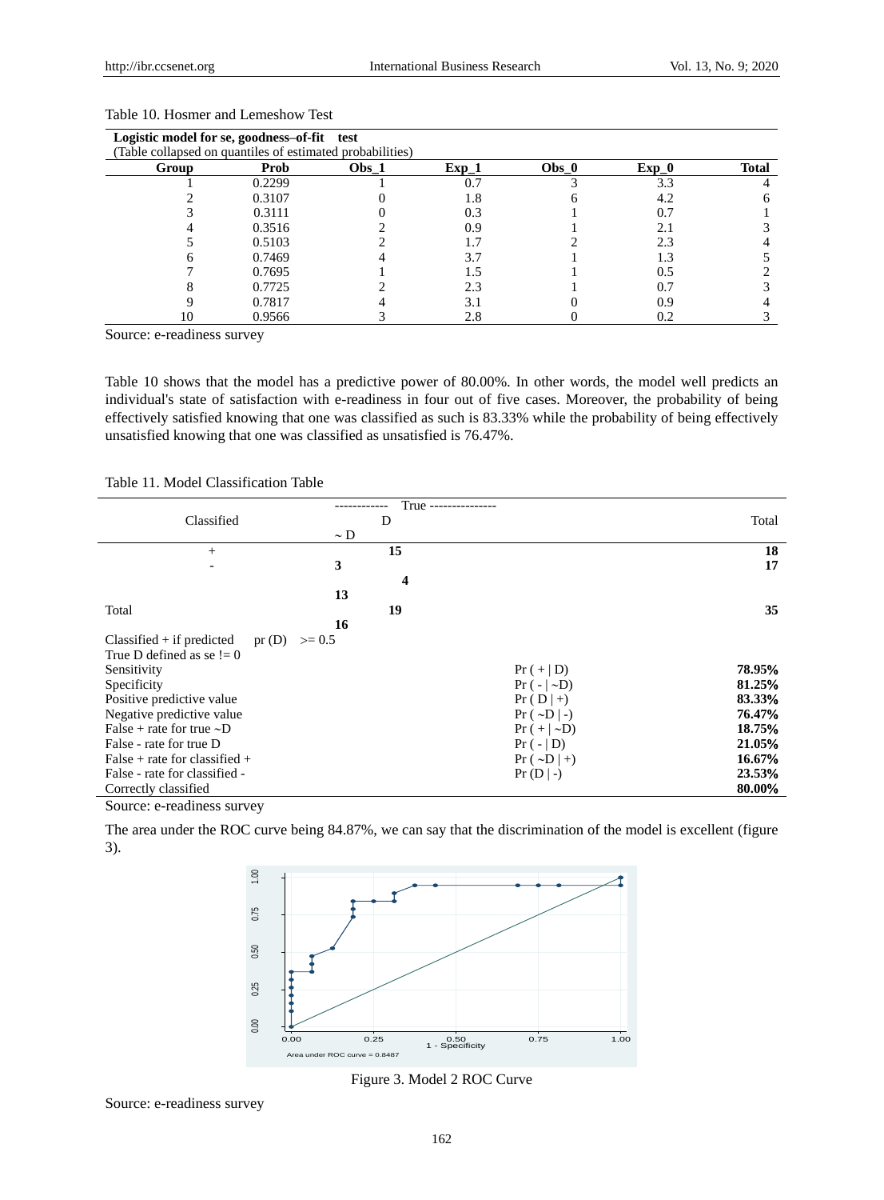Table 10. Hosmer and Lemeshow Test

**Logistic model for se, goodness–of-fit test**

(Table collapsed on quantiles of estimated probabilities)

| Group | Prob | Obs_1 | Exp_1 | Obs_0 | Exp_0 | Total |
|---|---|---|---|---|---|---|
| 1 | 0.2299 | 1 | 0.7 | 3 | 3.3 | 4 |
| 2 | 0.3107 | 0 | 1.8 | 6 | 4.2 | 6 |
| 3 | 0.3111 | 0 | 0.3 | 1 | 0.7 | 1 |
| 4 | 0.3516 | 2 | 0.9 | 1 | 2.1 | 3 |
| 5 | 0.5103 | 2 | 1.7 | 2 | 2.3 | 4 |
| 6 | 0.7469 | 4 | 3.7 | 1 | 1.3 | 5 |
| 7 | 0.7695 | 1 | 1.5 | 1 | 0.5 | 2 |
| 8 | 0.7725 | 2 | 2.3 | 1 | 0.7 | 3 |
| 9 | 0.7817 | 4 | 3.1 | 0 | 0.9 | 4 |
| 10 | 0.9566 | 3 | 2.8 | 0 | 0.2 | 3 |

Source: e-readiness survey

Table 10 shows that the model has a predictive power of 80.00%. In other words, the model well predicts an individual's state of satisfaction with e-readiness in four out of five cases. Moreover, the probability of being effectively satisfied knowing that one was classified as such is 83.33% while the probability of being effectively unsatisfied knowing that one was classified as unsatisfied is 76.47%.

Table 11. Model Classification Table

| Classified | True D | True ~D | Total |
|---|---|---|---|
| + | **15** | **3** | **18** |
| - | **4** | **13** | **17** |
| Total | **19** | **16** | **35** |

Classified + if predicted pr (D) >= 0.5

True D defined as se != 0

| | | |
|---|---|---|
| Sensitivity | Pr ( + \| D) | **78.95%** |
| Specificity | Pr ( - \| ~D) | **81.25%** |
| Positive predictive value | Pr ( D \| +) | **83.33%** |
| Negative predictive value | Pr ( ~D \| -) | **76.47%** |
| False + rate for true ~D | Pr ( + \| ~D) | **18.75%** |
| False - rate for true D | Pr ( - \| D) | **21.05%** |
| False + rate for classified + | Pr ( ~D \| +) | **16.67%** |
| False - rate for classified - | Pr (D \| -) | **23.53%** |
| Correctly classified | | **80.00%** |

Source: e-readiness survey

The area under the ROC curve being 84.87%, we can say that the discrimination of the model is excellent (figure 3).

Figure 3. Model 2 ROC Curve

Source: e-readiness survey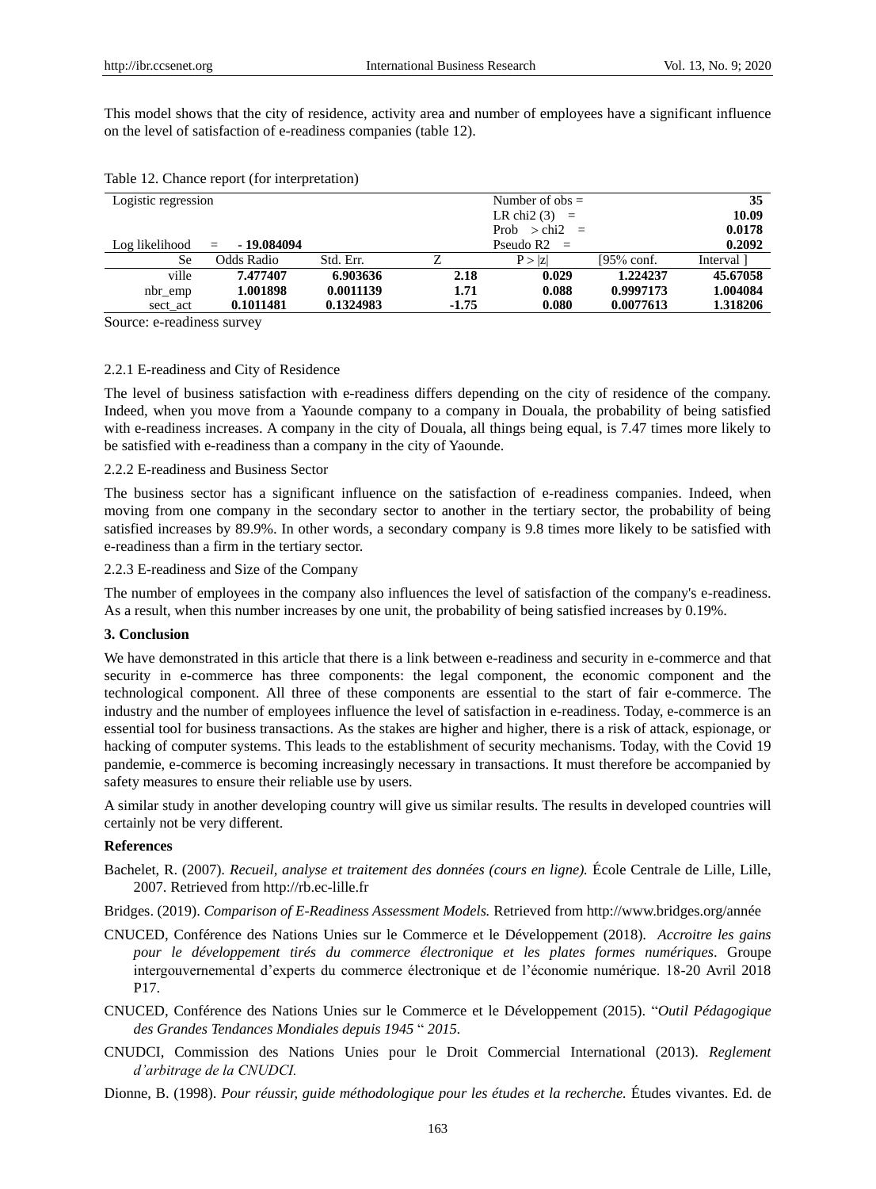This model shows that the city of residence, activity area and number of employees have a significant influence on the level of satisfaction of e-readiness companies (table 12).

Table 12. Chance report (for interpretation)

| Logistic regression | | | | Number of obs = | | 35 |
|---|---|---|---|---|---|---|
| | | | | LR chi2 (3) = | | **10.09** |
| | | | | Prob > chi2 = | | **0.0178** |
| Log likelihood | = **- 19.084094** | | | Pseudo R2 = | | **0.2092** |
| Se | Odds Radio | Std. Err. | Z | P > \|z\| | [95% conf. | Interval ] |
| ville | **7.477407** | **6.903636** | **2.18** | **0.029** | **1.224237** | **45.67058** |
| nbr_emp | **1.001898** | **0.0011139** | **1.71** | **0.088** | **0.9997173** | **1.004084** |
| sect_act | **0.1011481** | **0.1324983** | **-1.75** | **0.080** | **0.0077613** | **1.318206** |

Source: e-readiness survey

### 2.2.1 E-readiness and City of Residence

The level of business satisfaction with e-readiness differs depending on the city of residence of the company. Indeed, when you move from a Yaounde company to a company in Douala, the probability of being satisfied with e-readiness increases. A company in the city of Douala, all things being equal, is 7.47 times more likely to be satisfied with e-readiness than a company in the city of Yaounde.

### 2.2.2 E-readiness and Business Sector

The business sector has a significant influence on the satisfaction of e-readiness companies. Indeed, when moving from one company in the secondary sector to another in the tertiary sector, the probability of being satisfied increases by 89.9%. In other words, a secondary company is 9.8 times more likely to be satisfied with e-readiness than a firm in the tertiary sector.

### 2.2.3 E-readiness and Size of the Company

The number of employees in the company also influences the level of satisfaction of the company's e-readiness. As a result, when this number increases by one unit, the probability of being satisfied increases by 0.19%.

## 3. Conclusion

We have demonstrated in this article that there is a link between e-readiness and security in e-commerce and that security in e-commerce has three components: the legal component, the economic component and the technological component. All three of these components are essential to the start of fair e-commerce. The industry and the number of employees influence the level of satisfaction in e-readiness. Today, e-commerce is an essential tool for business transactions. As the stakes are higher and higher, there is a risk of attack, espionage, or hacking of computer systems. This leads to the establishment of security mechanisms. Today, with the Covid 19 pandemie, e-commerce is becoming increasingly necessary in transactions. It must therefore be accompanied by safety measures to ensure their reliable use by users.

A similar study in another developing country will give us similar results. The results in developed countries will certainly not be very different.

## References

Bachelet, R. (2007). *Recueil, analyse et traitement des données (cours en ligne).* École Centrale de Lille, Lille, 2007. Retrieved from http://rb.ec-lille.fr

Bridges. (2019). *Comparison of E-Readiness Assessment Models.* Retrieved from http://www.bridges.org/année

CNUCED, Conférence des Nations Unies sur le Commerce et le Développement (2018). *Accroitre les gains pour le développement tirés du commerce électronique et les plates formes numériques*. Groupe intergouvernemental d'experts du commerce électronique et de l'économie numérique. 18-20 Avril 2018 P17.

CNUCED, Conférence des Nations Unies sur le Commerce et le Développement (2015). "*Outil Pédagogique des Grandes Tendances Mondiales depuis 1945* " *2015.*

CNUDCI, Commission des Nations Unies pour le Droit Commercial International (2013). *Reglement d'arbitrage de la CNUDCI.*

Dionne, B. (1998). *Pour réussir, guide méthodologique pour les études et la recherche.* Études vivantes. Ed. de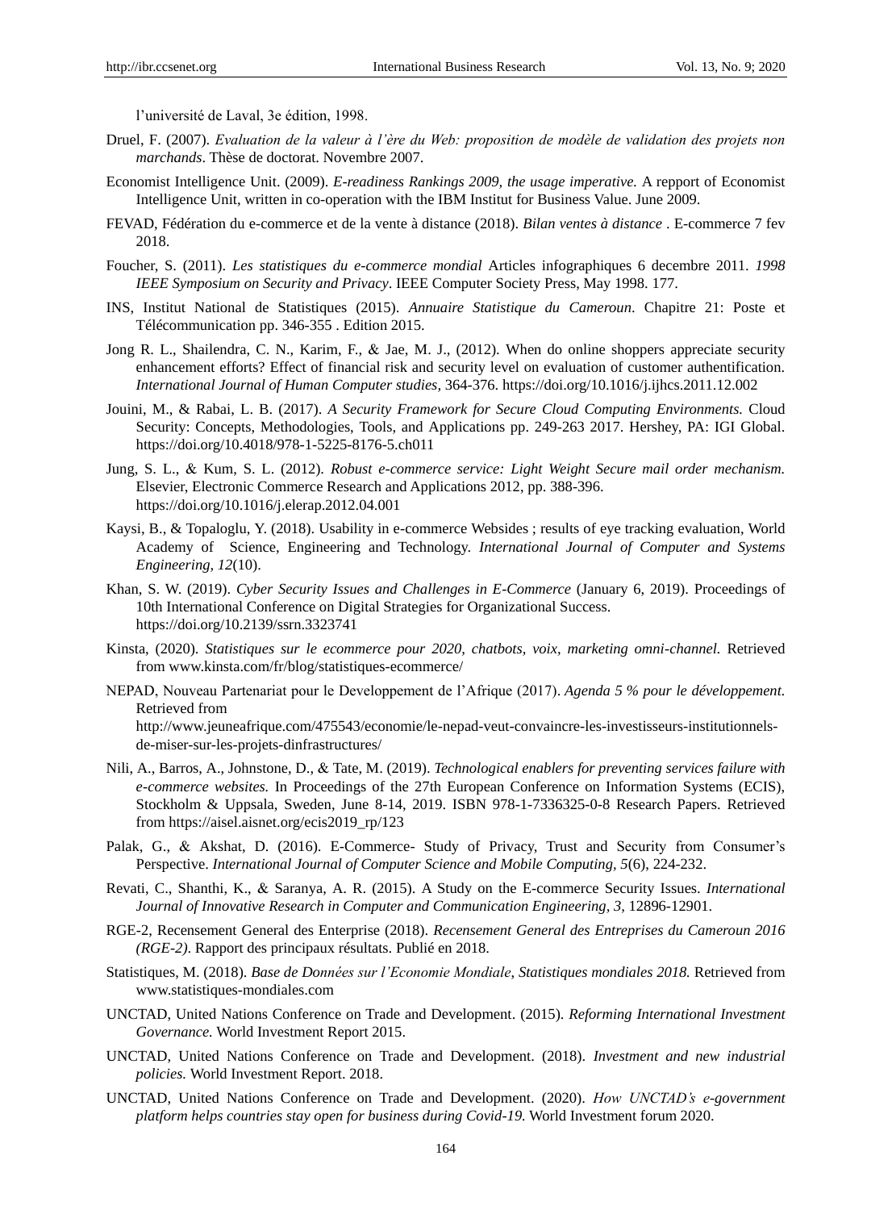l'université de Laval, 3e édition, 1998.

Druel, F. (2007). *Evaluation de la valeur à l'ère du Web: proposition de modèle de validation des projets non marchands*. Thèse de doctorat. Novembre 2007.

Economist Intelligence Unit. (2009). *E-readiness Rankings 2009, the usage imperative.* A repport of Economist Intelligence Unit, written in co-operation with the IBM Institut for Business Value. June 2009.

FEVAD, Fédération du e-commerce et de la vente à distance (2018). *Bilan ventes à distance* . E-commerce 7 fev 2018.

Foucher, S. (2011). *Les statistiques du e-commerce mondial* Articles infographiques 6 decembre 2011. *1998 IEEE Symposium on Security and Privacy*. IEEE Computer Society Press, May 1998. 177.

INS, Institut National de Statistiques (2015). *Annuaire Statistique du Cameroun*. Chapitre 21: Poste et Télécommunication pp. 346-355 . Edition 2015.

Jong R. L., Shailendra, C. N., Karim, F., & Jae, M. J., (2012). When do online shoppers appreciate security enhancement efforts? Effect of financial risk and security level on evaluation of customer authentification. *International Journal of Human Computer studies*, 364-376. https://doi.org/10.1016/j.ijhcs.2011.12.002

Jouini, M., & Rabai, L. B. (2017). *A Security Framework for Secure Cloud Computing Environments.* Cloud Security: Concepts, Methodologies, Tools, and Applications pp. 249-263 2017. Hershey, PA: IGI Global. https://doi.org/10.4018/978-1-5225-8176-5.ch011

Jung, S. L., & Kum, S. L. (2012). *Robust e-commerce service: Light Weight Secure mail order mechanism.* Elsevier, Electronic Commerce Research and Applications 2012, pp. 388-396. https://doi.org/10.1016/j.elerap.2012.04.001

Kaysi, B., & Topaloglu, Y. (2018). Usability in e-commerce Websides ; results of eye tracking evaluation, World Academy of Science, Engineering and Technology. *International Journal of Computer and Systems Engineering, 12*(10).

Khan, S. W. (2019). *Cyber Security Issues and Challenges in E-Commerce* (January 6, 2019). Proceedings of 10th International Conference on Digital Strategies for Organizational Success. https://doi.org/10.2139/ssrn.3323741

Kinsta, (2020). *Statistiques sur le ecommerce pour 2020, chatbots, voix, marketing omni-channel.* Retrieved from www.kinsta.com/fr/blog/statistiques-ecommerce/

NEPAD, Nouveau Partenariat pour le Developpement de l'Afrique (2017). *Agenda 5 % pour le développement.* Retrieved from http://www.jeuneafrique.com/475543/economie/le-nepad-veut-convaincre-les-investisseurs-institutionnels-de-miser-sur-les-projets-dinfrastructures/

Nili, A., Barros, A., Johnstone, D., & Tate, M. (2019). *Technological enablers for preventing services failure with e-commerce websites.* In Proceedings of the 27th European Conference on Information Systems (ECIS), Stockholm & Uppsala, Sweden, June 8-14, 2019. ISBN 978-1-7336325-0-8 Research Papers. Retrieved from https://aisel.aisnet.org/ecis2019_rp/123

Palak, G., & Akshat, D. (2016). E-Commerce- Study of Privacy, Trust and Security from Consumer's Perspective. *International Journal of Computer Science and Mobile Computing, 5*(6), 224-232.

Revati, C., Shanthi, K., & Saranya, A. R. (2015). A Study on the E-commerce Security Issues. *International Journal of Innovative Research in Computer and Communication Engineering, 3,* 12896-12901.

RGE-2, Recensement General des Enterprise (2018). *Recensement General des Entreprises du Cameroun 2016 (RGE-2)*. Rapport des principaux résultats. Publié en 2018.

Statistiques, M. (2018). *Base de Données sur l'Economie Mondiale, Statistiques mondiales 2018.* Retrieved from www.statistiques-mondiales.com

UNCTAD, United Nations Conference on Trade and Development. (2015). *Reforming International Investment Governance.* World Investment Report 2015.

UNCTAD, United Nations Conference on Trade and Development. (2018). *Investment and new industrial policies.* World Investment Report. 2018.

UNCTAD, United Nations Conference on Trade and Development. (2020). *How UNCTAD's e-government platform helps countries stay open for business during Covid-19.* World Investment forum 2020.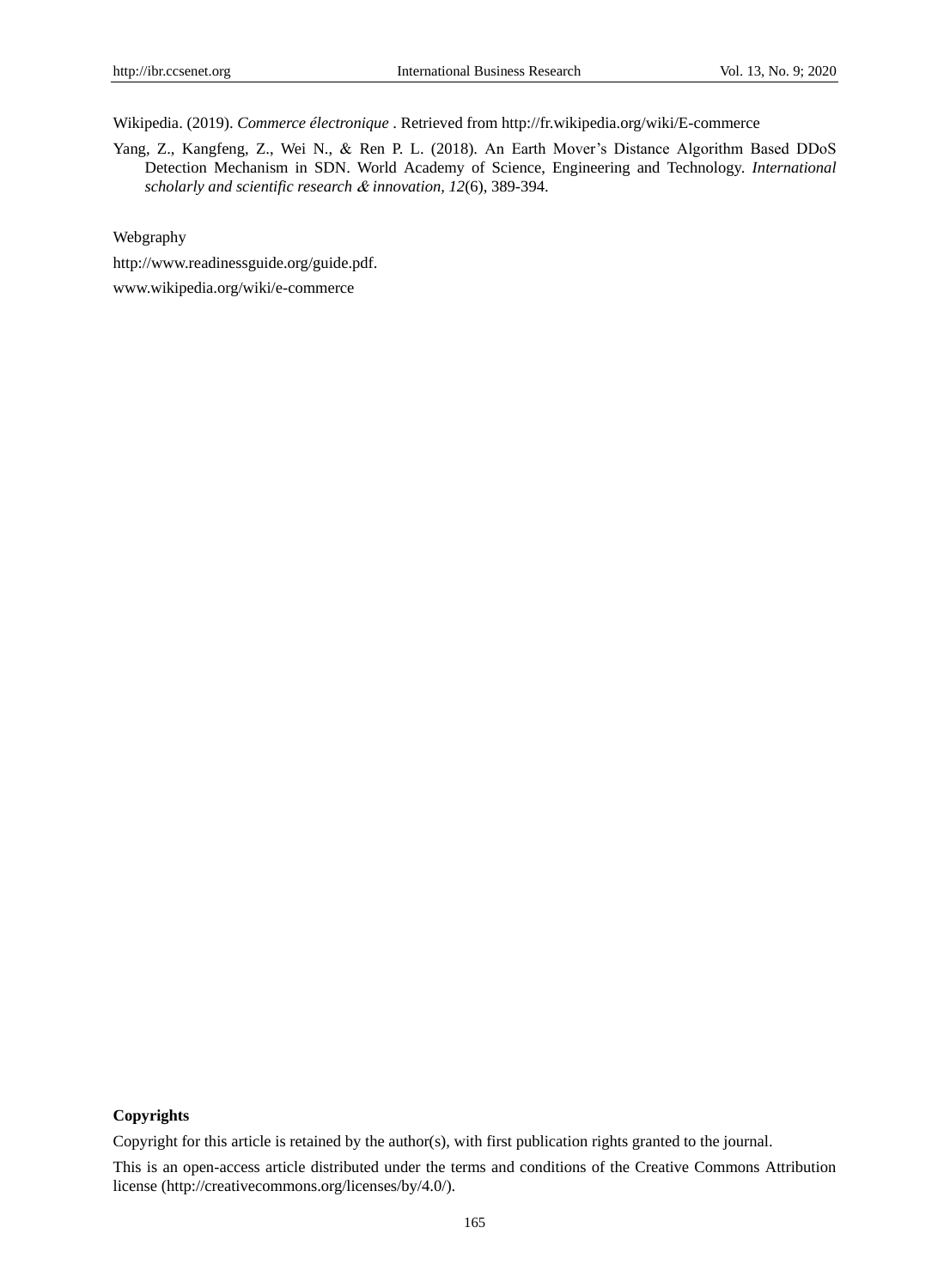Wikipedia. (2019). *Commerce électronique* . Retrieved from http://fr.wikipedia.org/wiki/E-commerce

Yang, Z., Kangfeng, Z., Wei N., & Ren P. L. (2018). An Earth Mover's Distance Algorithm Based DDoS Detection Mechanism in SDN. World Academy of Science, Engineering and Technology. *International scholarly and scientific research & innovation, 12*(6), 389-394.

Webgraphy

http://www.readinessguide.org/guide.pdf.

www.wikipedia.org/wiki/e-commerce

**Copyrights**

Copyright for this article is retained by the author(s), with first publication rights granted to the journal.

This is an open-access article distributed under the terms and conditions of the Creative Commons Attribution license (http://creativecommons.org/licenses/by/4.0/).